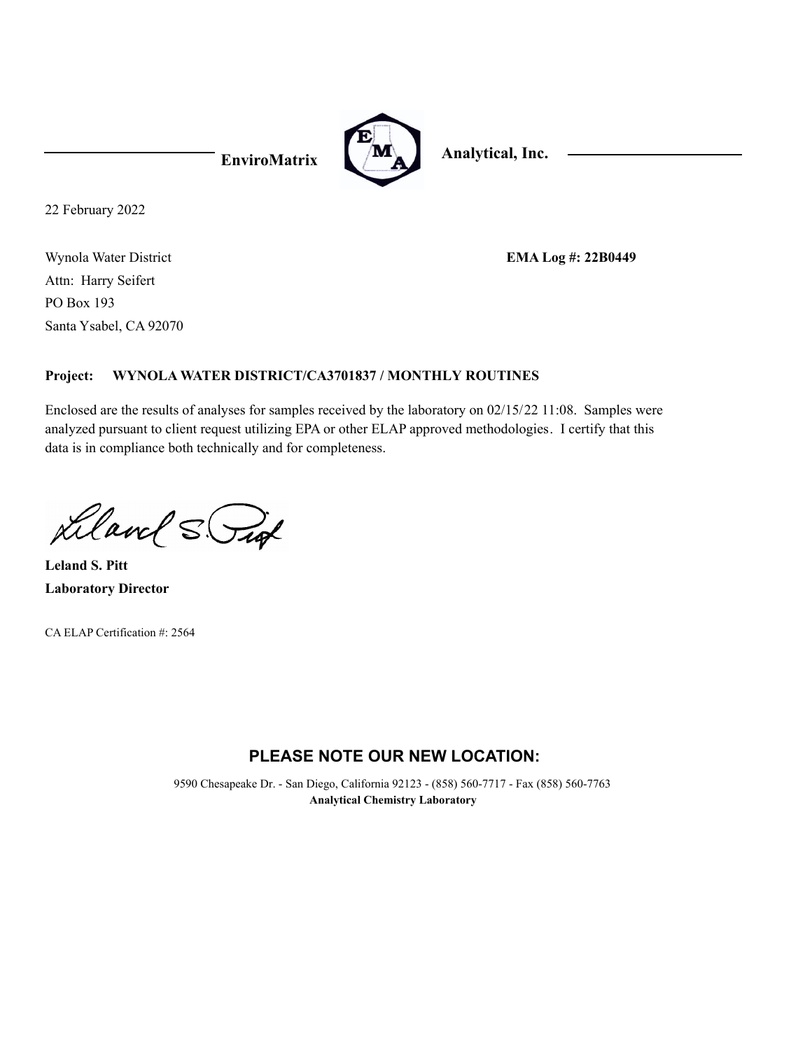**EnviroMatrix Analytical, Inc.**

22 February 2022

Wynola Water District
Attn: Harry Seifert
PO Box 193
Santa Ysabel, CA 92070

**EMA Log #: 22B0449**

**Project: WYNOLA WATER DISTRICT/CA3701837 / MONTHLY ROUTINES**

Enclosed are the results of analyses for samples received by the laboratory on 02/15/22 11:08. Samples were analyzed pursuant to client request utilizing EPA or other ELAP approved methodologies. I certify that this data is in compliance both technically and for completeness.

**Leland S. Pitt**
**Laboratory Director**

CA ELAP Certification #: 2564

## PLEASE NOTE OUR NEW LOCATION:

9590 Chesapeake Dr. - San Diego, California 92123 - (858) 560-7717 - Fax (858) 560-7763
**Analytical Chemistry Laboratory**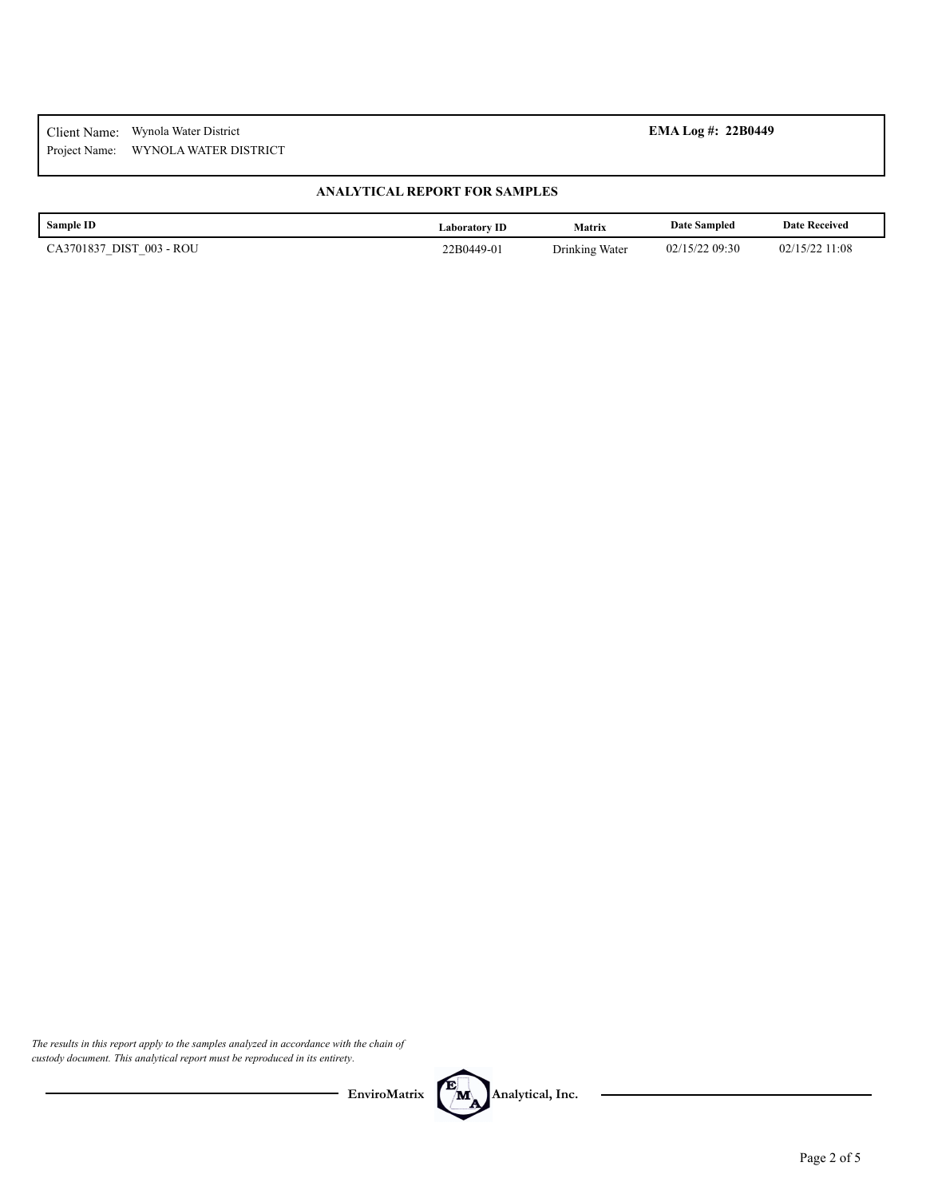Client Name: Wynola Water District
Project Name: WYNOLA WATER DISTRICT

**EMA Log #: 22B0449**

## ANALYTICAL REPORT FOR SAMPLES

| Sample ID | Laboratory ID | Matrix | Date Sampled | Date Received |
|---|---|---|---|---|
| CA3701837_DIST_003 - ROU | 22B0449-01 | Drinking Water | 02/15/22 09:30 | 02/15/22 11:08 |

*The results in this report apply to the samples analyzed in accordance with the chain of custody document. This analytical report must be reproduced in its entirety.*

**EnviroMatrix Analytical, Inc.**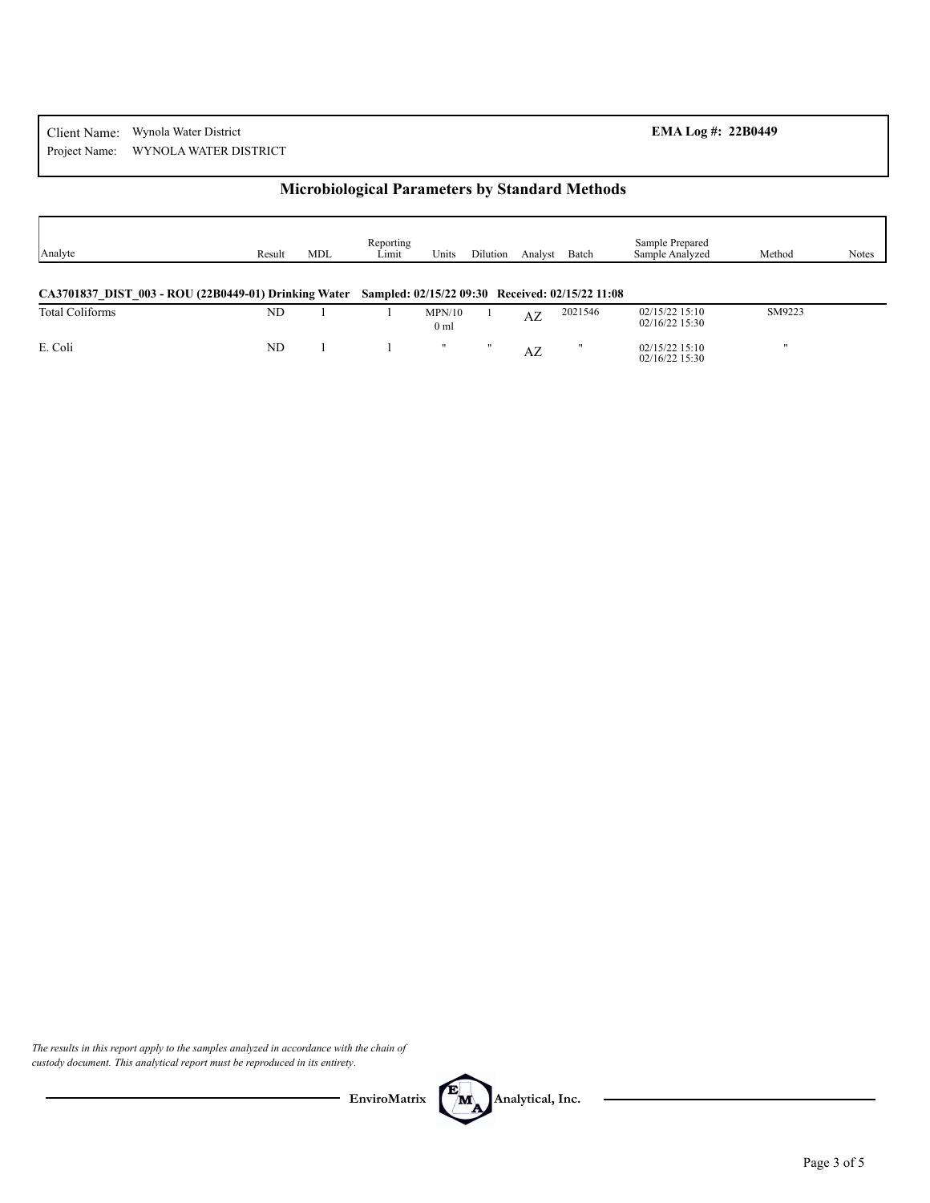Client Name: Wynola Water District
Project Name: WYNOLA WATER DISTRICT

**EMA Log #: 22B0449**

## Microbiological Parameters by Standard Methods

| Analyte | Result | MDL | Reporting Limit | Units | Dilution | Analyst | Batch | Sample Prepared / Sample Analyzed | Method | Notes |
|---|---|---|---|---|---|---|---|---|---|---|
| **CA3701837_DIST_003 - ROU (22B0449-01) Drinking Water Sampled: 02/15/22 09:30 Received: 02/15/22 11:08** | | | | | | | | | | |
| Total Coliforms | ND | 1 | 1 | MPN/100 ml | 1 | AZ | 2021546 | 02/15/22 15:10 02/16/22 15:30 | SM9223 | |
| E. Coli | ND | 1 | 1 | " | " | AZ | " | 02/15/22 15:10 02/16/22 15:30 | " | |

*The results in this report apply to the samples analyzed in accordance with the chain of custody document. This analytical report must be reproduced in its entirety.*

EnviroMatrix Analytical, Inc.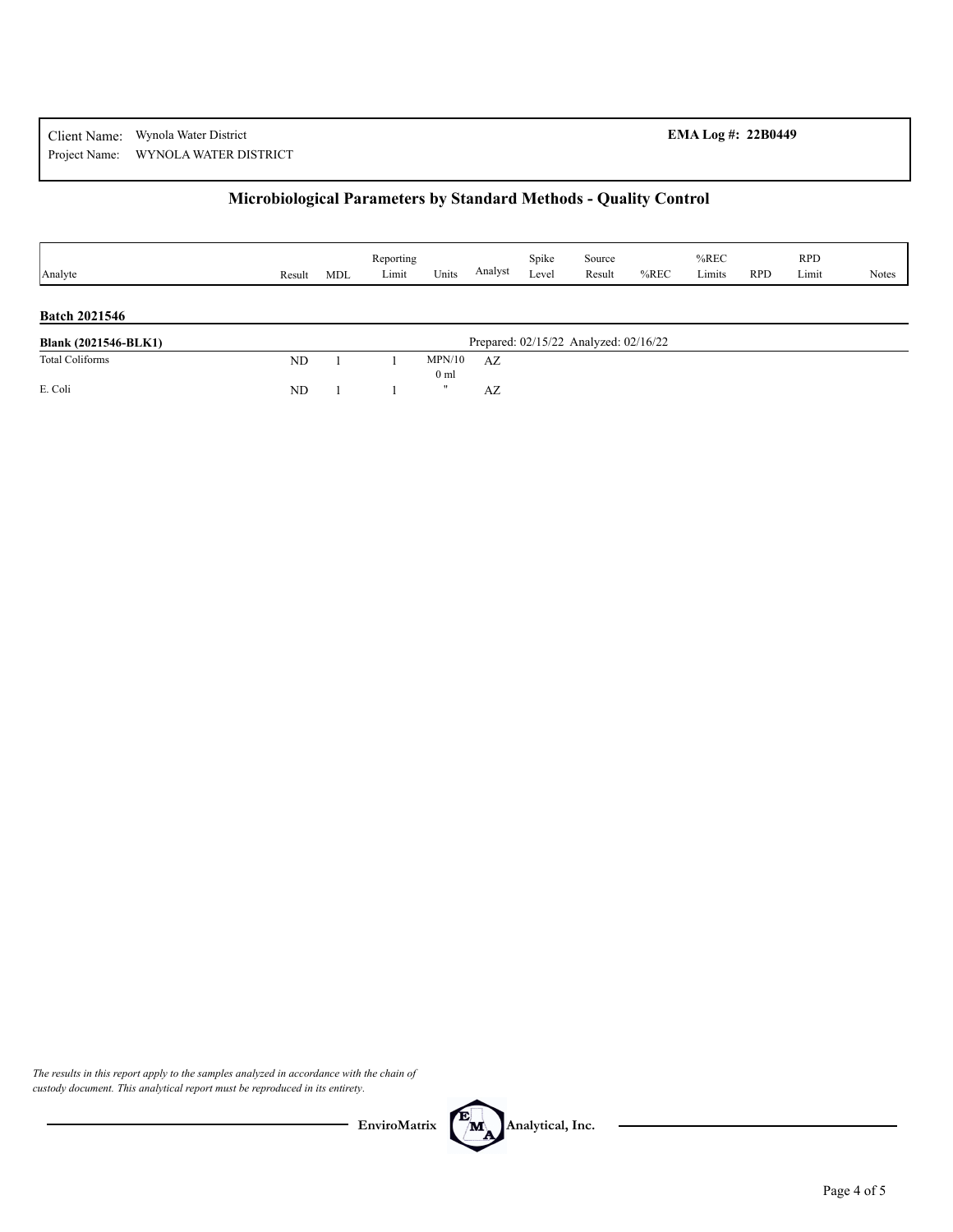Client Name: Wynola Water District
Project Name: WYNOLA WATER DISTRICT

**EMA Log #: 22B0449**

## Microbiological Parameters by Standard Methods - Quality Control

| Analyte | Result | MDL | Reporting Limit | Units | Analyst | Spike Level | Source Result | %REC | %REC Limits | RPD | RPD Limit | Notes |
|---|---|---|---|---|---|---|---|---|---|---|---|---|
| **Batch 2021546** | | | | | | | | | | | | |
| **Blank (2021546-BLK1)** | | | | | Prepared: 02/15/22 Analyzed: 02/16/22 | | | | | | | |
| Total Coliforms | ND | 1 | 1 | MPN/100 ml | AZ | | | | | | | |
| E. Coli | ND | 1 | 1 | " | AZ | | | | | | | |

*The results in this report apply to the samples analyzed in accordance with the chain of custody document. This analytical report must be reproduced in its entirety.*

EnviroMatrix Analytical, Inc.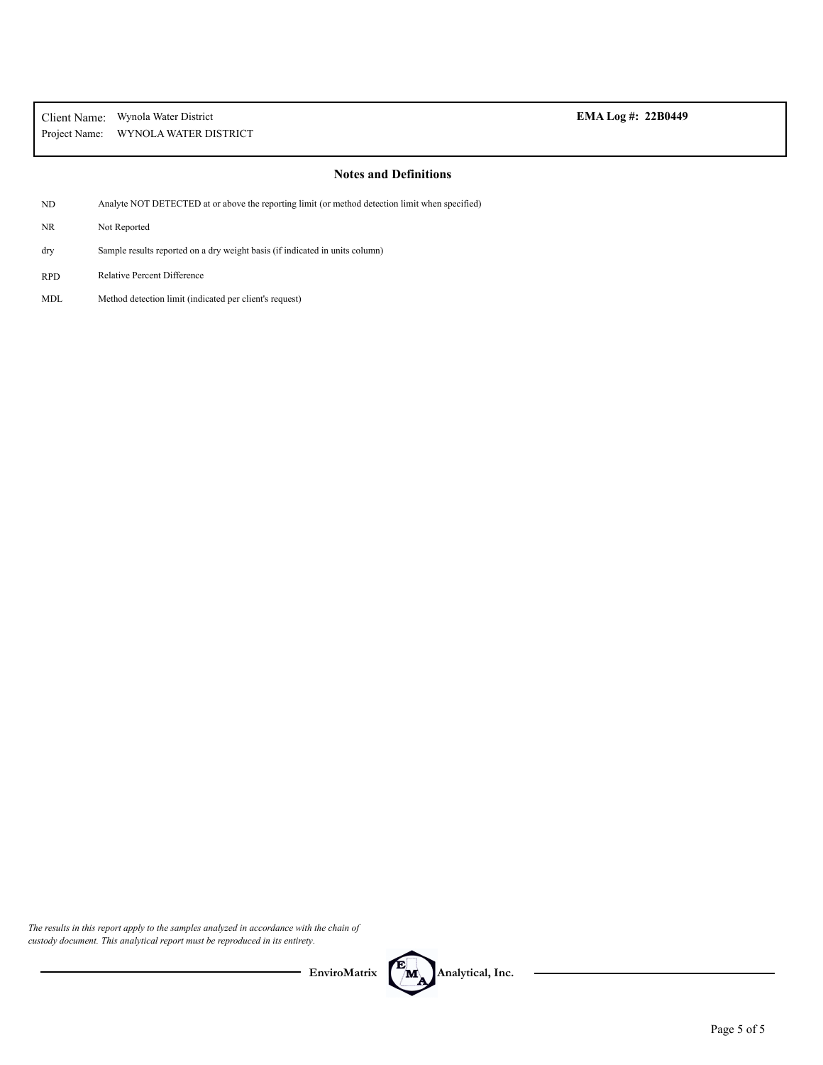Client Name: Wynola Water District
Project Name: WYNOLA WATER DISTRICT

**EMA Log #: 22B0449**

## Notes and Definitions

| | |
|---|---|
| ND | Analyte NOT DETECTED at or above the reporting limit (or method detection limit when specified) |
| NR | Not Reported |
| dry | Sample results reported on a dry weight basis (if indicated in units column) |
| RPD | Relative Percent Difference |
| MDL | Method detection limit (indicated per client's request) |

*The results in this report apply to the samples analyzed in accordance with the chain of custody document. This analytical report must be reproduced in its entirety.*

**EnviroMatrix Analytical, Inc.**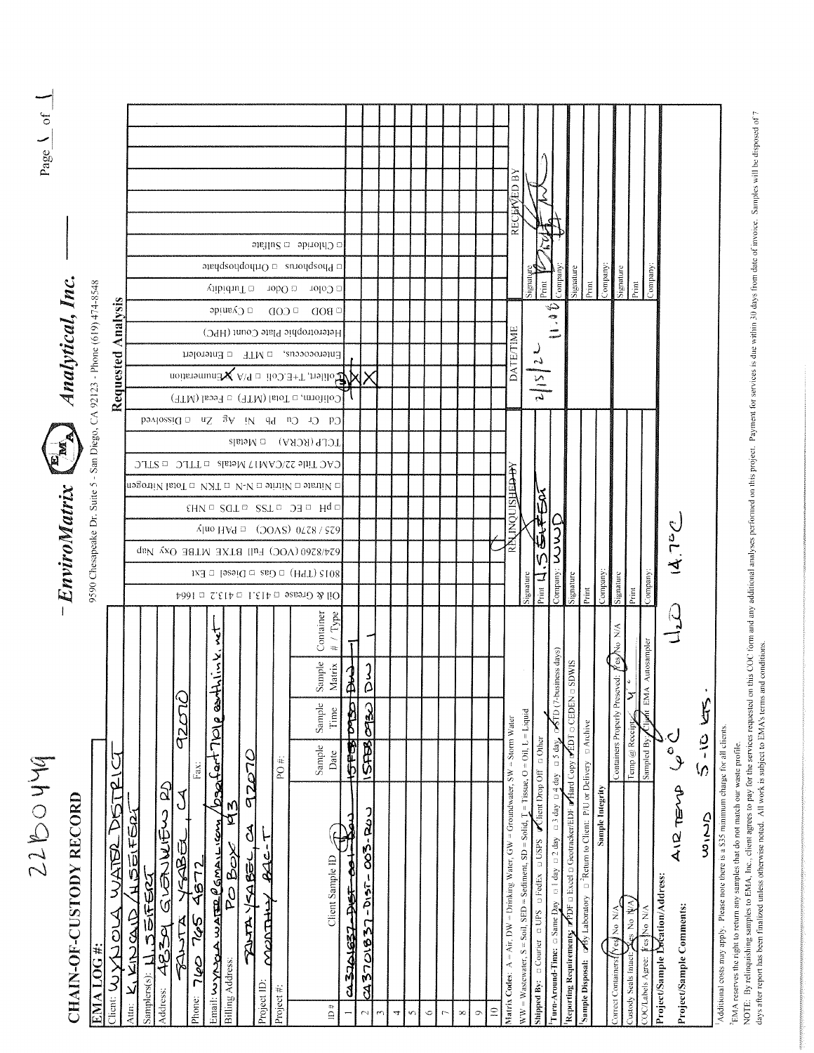22B0449

# CHAIN-OF-CUSTODY RECORD

**EnviroMatrix Analytical, Inc.**

9590 Chesapeake Dr. Suite 5 - San Diego, CA 92123 - Phone (619) 474-8548

| | |
|---|---|
| EMA LOG #: | |
| Client: | WYNOLA WATER DISTRICT |
| Attn: | K. KINCAID / H. SEIFERT |
| Samplers(s): | H. SEIFERT |
| Address: | 4830 GLENVIEW RD SANTA YSABEL, CA 92070 |
| Phone: | 760 765 4572 |
| Fax: | |
| Email: | wynolawater@gmail.com / bosfert7@earthlink.net |
| Billing Address: | PO BOX 113 SANTA YSABEL, CA 92070 |
| Project ID: | MONTHLY BAC-T |
| Project #: | |
| PO #: | |

| ID # | Client Sample ID | Sample Date | Sample Time | Sample Matrix | Container # / Type | Requested Analysis: Coliform, T+E.Coli, P/A, Enumeration |
|---|---|---|---|---|---|---|
| 1 | ~~CA3701637-DIST-001-RAW~~ | 15FEB | 0930 | DW | 1 | X |
| 2 | CA3701637-DIST-003-RAW | 15FEB | 0930 | DW | 1 | X |
| 3 | | | | | | |
| 4 | | | | | | |
| 5 | | | | | | |
| 6 | | | | | | |
| 7 | | | | | | |
| 8 | | | | | | |
| 9 | | | | | | |
| 10 | | | | | | |

Requested Analysis (column headers): Oil & Grease □ 413.1 □ 413.2 □ 1664; 8015 (TPH) □ Gas □ Diesel □ Ext; 624/8260 (VOC) Full BTXE MTBE Oxy Nap; 625 / 8270 (SVOC) □ PAH only; □ pH □ EC □ TSS □ TDS □ NH3; □ Nitrate □ Nitrite □ N-N □ TKN □ Total Nitrogen; CAC Title 22/CAM17 Metals □ TTLC □ STLC; TCLP (RCRA) □ Metals; Cd Cr Cu Pb Ni Ag Zn □ Dissolved; Coliform, □ Total (MTF) □ Fecal (MTF); Coliform, T+E.Coli □ P/A ☒ Enumeration; Enterococcus, □ MTF □ Enterolert; Heterotrophic Plate Count (HPC); □ BOD □ COD □ Cyanide; □ Color □ Odor □ Turbidity; □ Phosphorus □ Orthophosphate; □ Chloride □ Sulfate

Matrix Codes: A = Air, DW = Drinking Water, GW = Groundwater, SW = Storm Water
WW = Wastewater, S = Soil, SED = Sediment, SD = Solid, T = Tissue, O = Oil, L = Liquid

Shipped By: □ Courier □ UPS □ FedEx □ USPS ☒ Client Drop Off □ Other

[1]Turn-Around-Time: □ Same Day □ 1 day □ 2 day □ 3 day □ 4 day □ 5 day ☒ STD (7-business days)

Reporting Requirements: ☒ PDF □ Excel □ Geotracker/EDF ☒ Hard Copy ☒ EDT □ CEDEN □ SDWIS

[2]Sample Disposal: ☒ By Laboratory □ [2]Return to Client: P/U or Delivery □ Archive

| RELINQUISHED BY | DATE/TIME | RECEIVED BY |
|---|---|---|
| Signature: / Print: H. SEIFERT / Company: WWD | 2/15/22 11:06 | Signature: / Print: / Company: |
| Signature: / Print: / Company: | | Signature: / Print: / Company: |
| Signature: / Print: / Company: | | Signature: / Print: / Company: |

**Sample Integrity**

| | |
|---|---|
| Correct Containers: ☒ Yes No N/A | Containers Properly Preseved: ☒ Yes No N/A |
| Custody Seals Intact: Yes No ☒ N/A | Temp @ Receipt: 4°C |
| COC/Labels Agree: ☒ Yes No N/A | Sampled By: ☒ Client EMA Autosampler |

**Project/Sample Location/Address:**

**Project/Sample Comments:** AIR TEMP 6°C   H2O 14.7°C
WIND 5-10 KTS.

[1]Additional costs may apply. Please note there is a $35 minimum charge for all clients.
[2]EMA reserves the right to return any samples that do not match our waste profile.
NOTE: By relinquishing samples to EMA, Inc., client agrees to pay for the services requested on this COC form and any additional analyses performed on this project. Payment for services is due within 30 days from date of invoice. Samples will be disposed of 7 days after report has been finalized unless otherwise noted. All work is subject to EMA's terms and conditions.